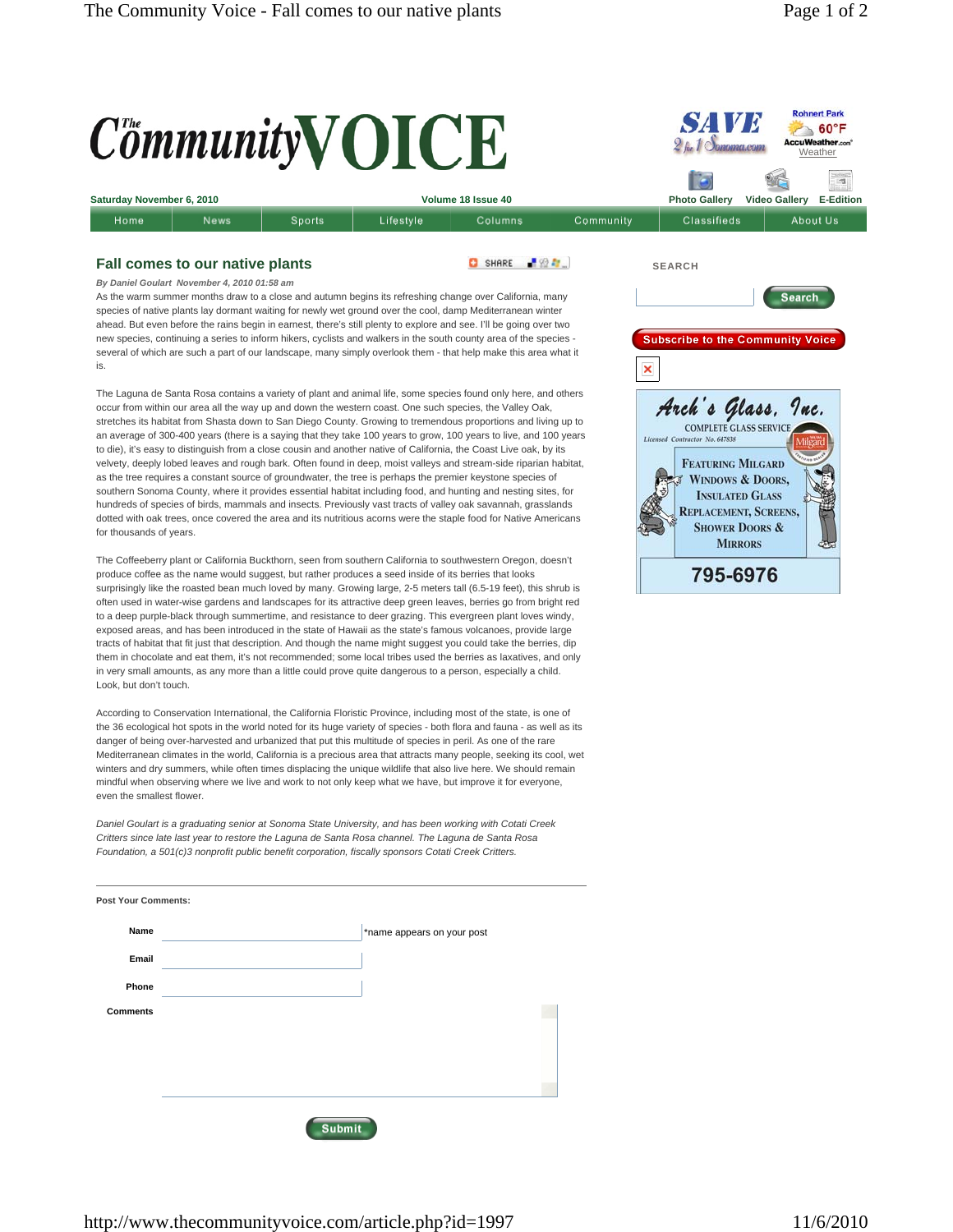# The Community VOICE

Saturday November 6, 2010 | Volume 18 Issue 40

Home | News | Sports | Lifestyle | Columns | Community | Classifieds | About Us

## Fall comes to our native plants

*By Daniel Goulart November 4, 2010 01:58 am*

As the warm summer months draw to a close and autumn begins its refreshing change over California, many species of native plants lay dormant waiting for newly wet ground over the cool, damp Mediterranean winter ahead. But even before the rains begin in earnest, there's still plenty to explore and see. I'll be going over two new species, continuing a series to inform hikers, cyclists and walkers in the south county area of the species - several of which are such a part of our landscape, many simply overlook them - that help make this area what it is.

The Laguna de Santa Rosa contains a variety of plant and animal life, some species found only here, and others occur from within our area all the way up and down the western coast. One such species, the Valley Oak, stretches its habitat from Shasta down to San Diego County. Growing to tremendous proportions and living up to an average of 300-400 years (there is a saying that they take 100 years to grow, 100 years to live, and 100 years to die), it's easy to distinguish from a close cousin and another native of California, the Coast Live oak, by its velvety, deeply lobed leaves and rough bark. Often found in deep, moist valleys and stream-side riparian habitat, as the tree requires a constant source of groundwater, the tree is perhaps the premier keystone species of southern Sonoma County, where it provides essential habitat including food, and hunting and nesting sites, for hundreds of species of birds, mammals and insects. Previously vast tracts of valley oak savannah, grasslands dotted with oak trees, once covered the area and its nutritious acorns were the staple food for Native Americans for thousands of years.

The Coffeeberry plant or California Buckthorn, seen from southern California to southwestern Oregon, doesn't produce coffee as the name would suggest, but rather produces a seed inside of its berries that looks surprisingly like the roasted bean much loved by many. Growing large, 2-5 meters tall (6.5-19 feet), this shrub is often used in water-wise gardens and landscapes for its attractive deep green leaves, berries go from bright red to a deep purple-black through summertime, and resistance to deer grazing. This evergreen plant loves windy, exposed areas, and has been introduced in the state of Hawaii as the state's famous volcanoes, provide large tracts of habitat that fit just that description. And though the name might suggest you could take the berries, dip them in chocolate and eat them, it's not recommended; some local tribes used the berries as laxatives, and only in very small amounts, as any more than a little could prove quite dangerous to a person, especially a child. Look, but don't touch.

According to Conservation International, the California Floristic Province, including most of the state, is one of the 36 ecological hot spots in the world noted for its huge variety of species - both flora and fauna - as well as its danger of being over-harvested and urbanized that put this multitude of species in peril. As one of the rare Mediterranean climates in the world, California is a precious area that attracts many people, seeking its cool, wet winters and dry summers, while often times displacing the unique wildlife that also live here. We should remain mindful when observing where we live and work to not only keep what we have, but improve it for everyone, even the smallest flower.

*Daniel Goulart is a graduating senior at Sonoma State University, and has been working with Cotati Creek Critters since late last year to restore the Laguna de Santa Rosa channel. The Laguna de Santa Rosa Foundation, a 501(c)3 nonprofit public benefit corporation, fiscally sponsors Cotati Creek Critters.*

---

**Post Your Comments:**

**Name** *name appears on your post

**Email**

**Phone**

**Comments**

Submit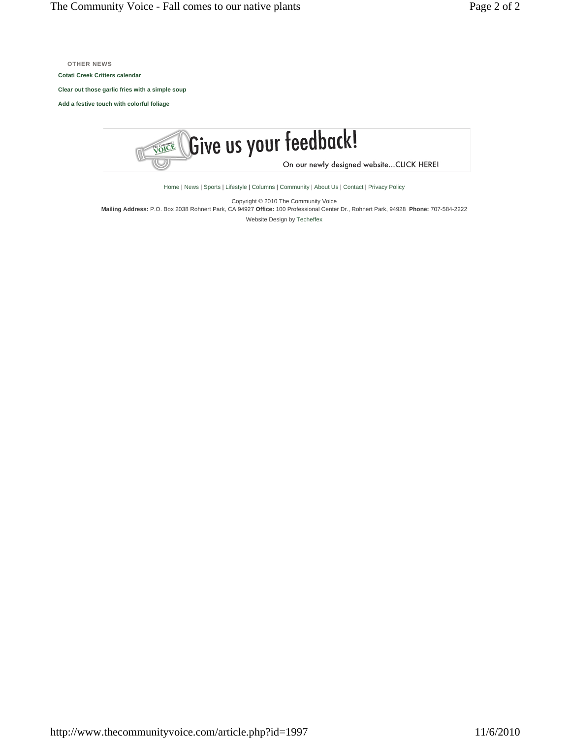OTHER NEWS

**Cotati Creek Critters calendar**

**Clear out those garlic fries with a simple soup**

**Add a festive touch with colorful foliage**

Give us your feedback!

On our newly designed website...CLICK HERE!

Home | News | Sports | Lifestyle | Columns | Community | About Us | Contact | Privacy Policy

Copyright © 2010 The Community Voice

**Mailing Address:** P.O. Box 2038 Rohnert Park, CA 94927 **Office:** 100 Professional Center Dr., Rohnert Park, 94928 **Phone:** 707-584-2222

Website Design by Techeffex